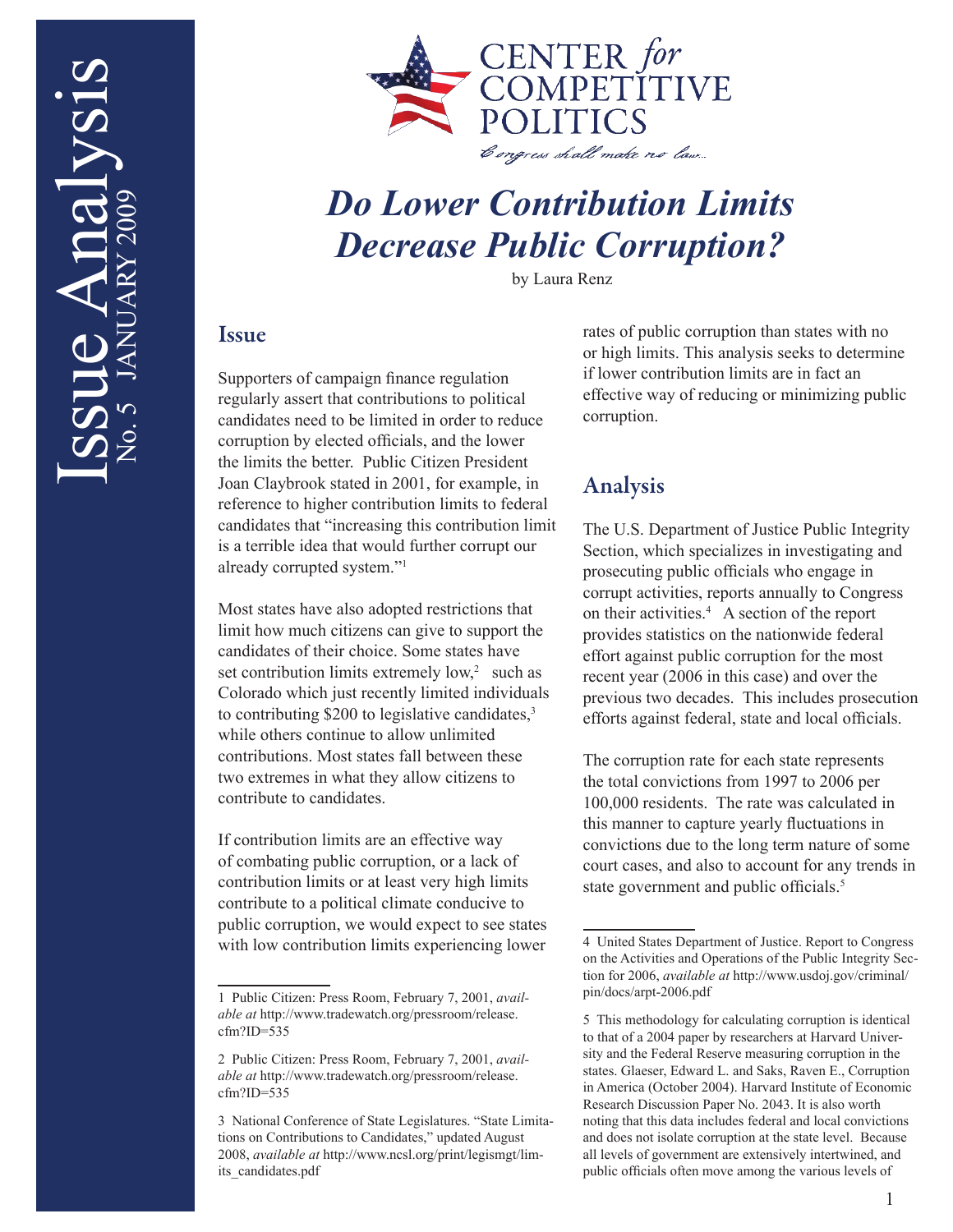Issue Analysis No. 5 JANUARY 2009

CENTER *for* COMPETITIVE POLITICS

*Congress shall make no law...*

# *Do Lower Contribution Limits Decrease Public Corruption?*

by Laura Renz

## Issue

Supporters of campaign finance regulation regularly assert that contributions to political candidates need to be limited in order to reduce corruption by elected officials, and the lower the limits the better. Public Citizen President Joan Claybrook stated in 2001, for example, in reference to higher contribution limits to federal candidates that "increasing this contribution limit is a terrible idea that would further corrupt our already corrupted system."[1]

Most states have also adopted restrictions that limit how much citizens can give to support the candidates of their choice. Some states have set contribution limits extremely low,[2] such as Colorado which just recently limited individuals to contributing $200 to legislative candidates,[3] while others continue to allow unlimited contributions. Most states fall between these two extremes in what they allow citizens to contribute to candidates.

If contribution limits are an effective way of combating public corruption, or a lack of contribution limits or at least very high limits contribute to a political climate conducive to public corruption, we would expect to see states with low contribution limits experiencing lower rates of public corruption than states with no or high limits. This analysis seeks to determine if lower contribution limits are in fact an effective way of reducing or minimizing public corruption.

## Analysis

The U.S. Department of Justice Public Integrity Section, which specializes in investigating and prosecuting public officials who engage in corrupt activities, reports annually to Congress on their activities.[4] A section of the report provides statistics on the nationwide federal effort against public corruption for the most recent year (2006 in this case) and over the previous two decades. This includes prosecution efforts against federal, state and local officials.

The corruption rate for each state represents the total convictions from 1997 to 2006 per 100,000 residents. The rate was calculated in this manner to capture yearly fluctuations in convictions due to the long term nature of some court cases, and also to account for any trends in state government and public officials.[5]

---

1 Public Citizen: Press Room, February 7, 2001, *available at* http://www.tradewatch.org/pressroom/release.cfm?ID=535

2 Public Citizen: Press Room, February 7, 2001, *available at* http://www.tradewatch.org/pressroom/release.cfm?ID=535

3 National Conference of State Legislatures. "State Limitations on Contributions to Candidates," updated August 2008, *available at* http://www.ncsl.org/print/legismgt/limits_candidates.pdf

4 United States Department of Justice. Report to Congress on the Activities and Operations of the Public Integrity Section for 2006, *available at* http://www.usdoj.gov/criminal/pin/docs/arpt-2006.pdf

5 This methodology for calculating corruption is identical to that of a 2004 paper by researchers at Harvard University and the Federal Reserve measuring corruption in the states. Glaeser, Edward L. and Saks, Raven E., Corruption in America (October 2004). Harvard Institute of Economic Research Discussion Paper No. 2043. It is also worth noting that this data includes federal and local convictions and does not isolate corruption at the state level. Because all levels of government are extensively intertwined, and public officials often move among the various levels of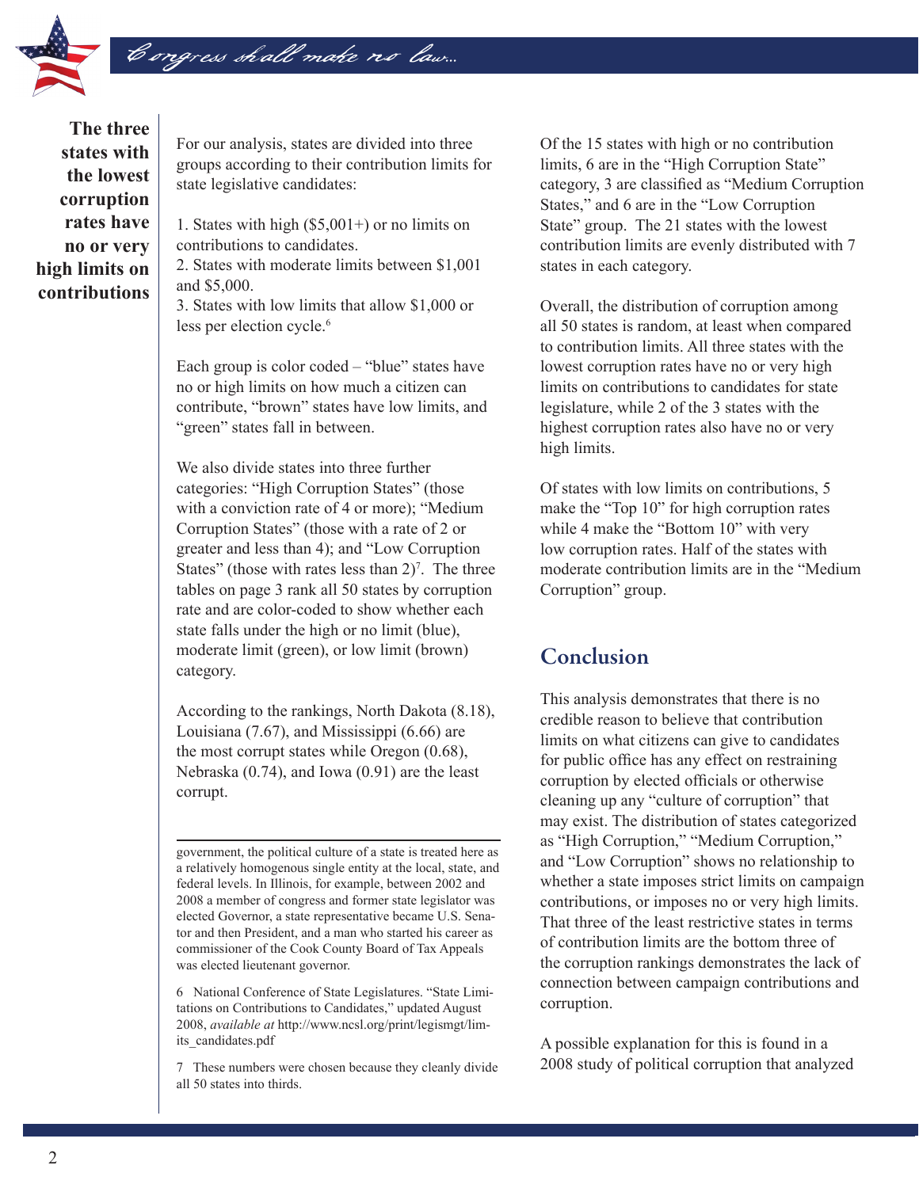**The three states with the lowest corruption rates have no or very high limits on contributions**

For our analysis, states are divided into three groups according to their contribution limits for state legislative candidates:

1. States with high ($5,001+) or no limits on contributions to candidates.
2. States with moderate limits between $1,001 and $5,000.
3. States with low limits that allow $1,000 or less per election cycle.[6]

Each group is color coded – "blue" states have no or high limits on how much a citizen can contribute, "brown" states have low limits, and "green" states fall in between.

We also divide states into three further categories: "High Corruption States" (those with a conviction rate of 4 or more); "Medium Corruption States" (those with a rate of 2 or greater and less than 4); and "Low Corruption States" (those with rates less than 2)[7]. The three tables on page 3 rank all 50 states by corruption rate and are color-coded to show whether each state falls under the high or no limit (blue), moderate limit (green), or low limit (brown) category.

According to the rankings, North Dakota (8.18), Louisiana (7.67), and Mississippi (6.66) are the most corrupt states while Oregon (0.68), Nebraska (0.74), and Iowa (0.91) are the least corrupt.

Of the 15 states with high or no contribution limits, 6 are in the "High Corruption State" category, 3 are classified as "Medium Corruption States," and 6 are in the "Low Corruption State" group. The 21 states with the lowest contribution limits are evenly distributed with 7 states in each category.

Overall, the distribution of corruption among all 50 states is random, at least when compared to contribution limits. All three states with the lowest corruption rates have no or very high limits on contributions to candidates for state legislature, while 2 of the 3 states with the highest corruption rates also have no or very high limits.

Of states with low limits on contributions, 5 make the "Top 10" for high corruption rates while 4 make the "Bottom 10" with very low corruption rates. Half of the states with moderate contribution limits are in the "Medium Corruption" group.

## Conclusion

This analysis demonstrates that there is no credible reason to believe that contribution limits on what citizens can give to candidates for public office has any effect on restraining corruption by elected officials or otherwise cleaning up any "culture of corruption" that may exist. The distribution of states categorized as "High Corruption," "Medium Corruption," and "Low Corruption" shows no relationship to whether a state imposes strict limits on campaign contributions, or imposes no or very high limits. That three of the least restrictive states in terms of contribution limits are the bottom three of the corruption rankings demonstrates the lack of connection between campaign contributions and corruption.

A possible explanation for this is found in a 2008 study of political corruption that analyzed

---

government, the political culture of a state is treated here as a relatively homogenous single entity at the local, state, and federal levels. In Illinois, for example, between 2002 and 2008 a member of congress and former state legislator was elected Governor, a state representative became U.S. Senator and then President, and a man who started his career as commissioner of the Cook County Board of Tax Appeals was elected lieutenant governor.

6 National Conference of State Legislatures. "State Limitations on Contributions to Candidates," updated August 2008, *available at* http://www.ncsl.org/print/legismgt/limits_candidates.pdf

7 These numbers were chosen because they cleanly divide all 50 states into thirds.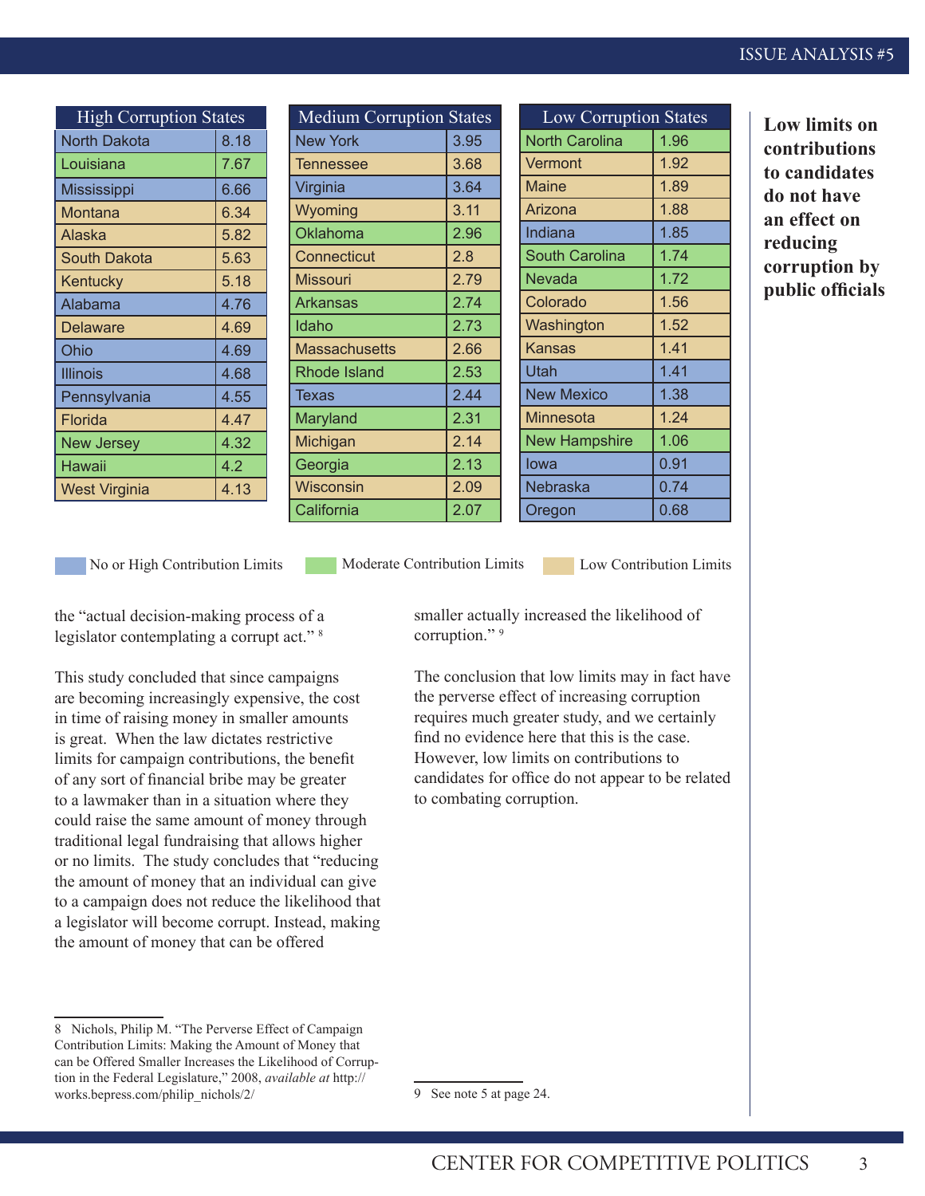**High Corruption States**

| State | Score | Contribution Limits |
|---|---|---|
| North Dakota | 8.18 | No or High Contribution Limits |
| Louisiana | 7.67 | Moderate Contribution Limits |
| Mississippi | 6.66 | No or High Contribution Limits |
| Montana | 6.34 | Low Contribution Limits |
| Alaska | 5.82 | No or High Contribution Limits |
| South Dakota | 5.63 | Low Contribution Limits |
| Kentucky | 5.18 | No or High Contribution Limits |
| Alabama | 4.76 | No or High Contribution Limits |
| Delaware | 4.69 | Low Contribution Limits |
| Ohio | 4.69 | No or High Contribution Limits |
| Illinois | 4.68 | No or High Contribution Limits |
| Pennsylvania | 4.55 | No or High Contribution Limits |
| Florida | 4.47 | Low Contribution Limits |
| New Jersey | 4.32 | Moderate Contribution Limits |
| Hawaii | 4.2 | Low Contribution Limits |
| West Virginia | 4.13 | Low Contribution Limits |

**Medium Corruption States**

| State | Score | Contribution Limits |
|---|---|---|
| New York | 3.95 | No or High Contribution Limits |
| Tennessee | 3.68 | Low Contribution Limits |
| Virginia | 3.64 | No or High Contribution Limits |
| Wyoming | 3.11 | Low Contribution Limits |
| Oklahoma | 2.96 | Moderate Contribution Limits |
| Connecticut | 2.8 | Low Contribution Limits |
| Missouri | 2.79 | Low Contribution Limits |
| Arkansas | 2.74 | Moderate Contribution Limits |
| Idaho | 2.73 | Moderate Contribution Limits |
| Massachusetts | 2.66 | Low Contribution Limits |
| Rhode Island | 2.53 | Moderate Contribution Limits |
| Texas | 2.44 | No or High Contribution Limits |
| Maryland | 2.31 | Moderate Contribution Limits |
| Michigan | 2.14 | Low Contribution Limits |
| Georgia | 2.13 | Moderate Contribution Limits |
| Wisconsin | 2.09 | Low Contribution Limits |
| California | 2.07 | Moderate Contribution Limits |

**Low Corruption States**

| State | Score | Contribution Limits |
|---|---|---|
| North Carolina | 1.96 | Moderate Contribution Limits |
| Vermont | 1.92 | Low Contribution Limits |
| Maine | 1.89 | Low Contribution Limits |
| Arizona | 1.88 | Low Contribution Limits |
| Indiana | 1.85 | No or High Contribution Limits |
| South Carolina | 1.74 | Moderate Contribution Limits |
| Nevada | 1.72 | Moderate Contribution Limits |
| Colorado | 1.56 | Low Contribution Limits |
| Washington | 1.52 | Low Contribution Limits |
| Kansas | 1.41 | Low Contribution Limits |
| Utah | 1.41 | No or High Contribution Limits |
| New Mexico | 1.38 | No or High Contribution Limits |
| Minnesota | 1.24 | Low Contribution Limits |
| New Hampshire | 1.06 | Moderate Contribution Limits |
| Iowa | 0.91 | No or High Contribution Limits |
| Nebraska | 0.74 | No or High Contribution Limits |
| Oregon | 0.68 | No or High Contribution Limits |

No or High Contribution Limits | Moderate Contribution Limits | Low Contribution Limits

**Low limits on contributions to candidates do not have an effect on reducing corruption by public officials**

the "actual decision-making process of a legislator contemplating a corrupt act." [8]

This study concluded that since campaigns are becoming increasingly expensive, the cost in time of raising money in smaller amounts is great. When the law dictates restrictive limits for campaign contributions, the benefit of any sort of financial bribe may be greater to a lawmaker than in a situation where they could raise the same amount of money through traditional legal fundraising that allows higher or no limits. The study concludes that "reducing the amount of money that an individual can give to a campaign does not reduce the likelihood that a legislator will become corrupt. Instead, making the amount of money that can be offered smaller actually increased the likelihood of corruption." [9]

The conclusion that low limits may in fact have the perverse effect of increasing corruption requires much greater study, and we certainly find no evidence here that this is the case. However, low limits on contributions to candidates for office do not appear to be related to combating corruption.

---

8 Nichols, Philip M. "The Perverse Effect of Campaign Contribution Limits: Making the Amount of Money that can be Offered Smaller Increases the Likelihood of Corruption in the Federal Legislature," 2008, *available at* http://works.bepress.com/philip_nichols/2/

9 See note 5 at page 24.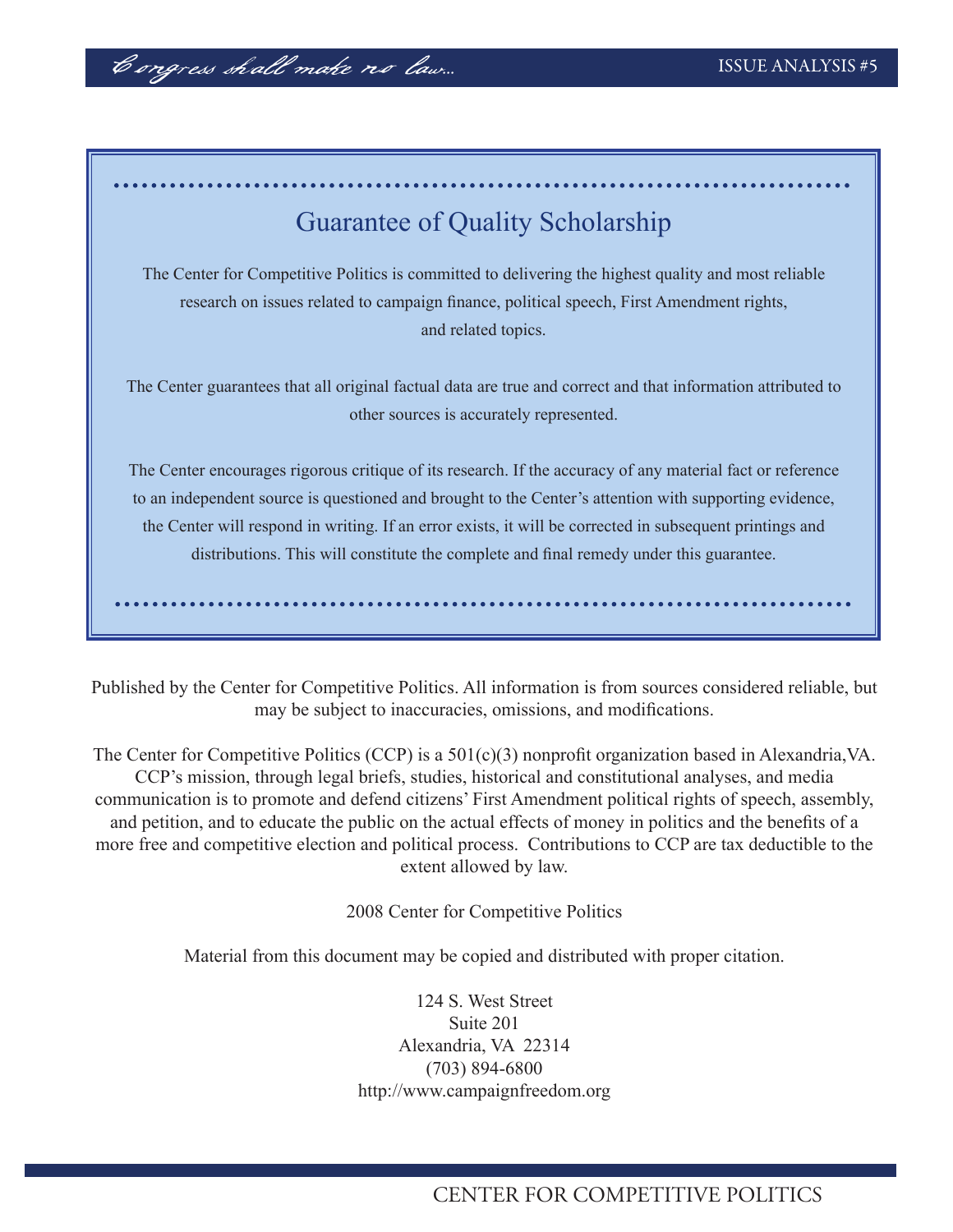## Guarantee of Quality Scholarship

The Center for Competitive Politics is committed to delivering the highest quality and most reliable research on issues related to campaign finance, political speech, First Amendment rights, and related topics.

The Center guarantees that all original factual data are true and correct and that information attributed to other sources is accurately represented.

The Center encourages rigorous critique of its research. If the accuracy of any material fact or reference to an independent source is questioned and brought to the Center's attention with supporting evidence, the Center will respond in writing. If an error exists, it will be corrected in subsequent printings and distributions. This will constitute the complete and final remedy under this guarantee.

Published by the Center for Competitive Politics. All information is from sources considered reliable, but may be subject to inaccuracies, omissions, and modifications.

The Center for Competitive Politics (CCP) is a 501(c)(3) nonprofit organization based in Alexandria,VA. CCP's mission, through legal briefs, studies, historical and constitutional analyses, and media communication is to promote and defend citizens' First Amendment political rights of speech, assembly, and petition, and to educate the public on the actual effects of money in politics and the benefits of a more free and competitive election and political process. Contributions to CCP are tax deductible to the extent allowed by law.

2008 Center for Competitive Politics

Material from this document may be copied and distributed with proper citation.

124 S. West Street  
Suite 201  
Alexandria, VA 22314  
(703) 894-6800  
http://www.campaignfreedom.org